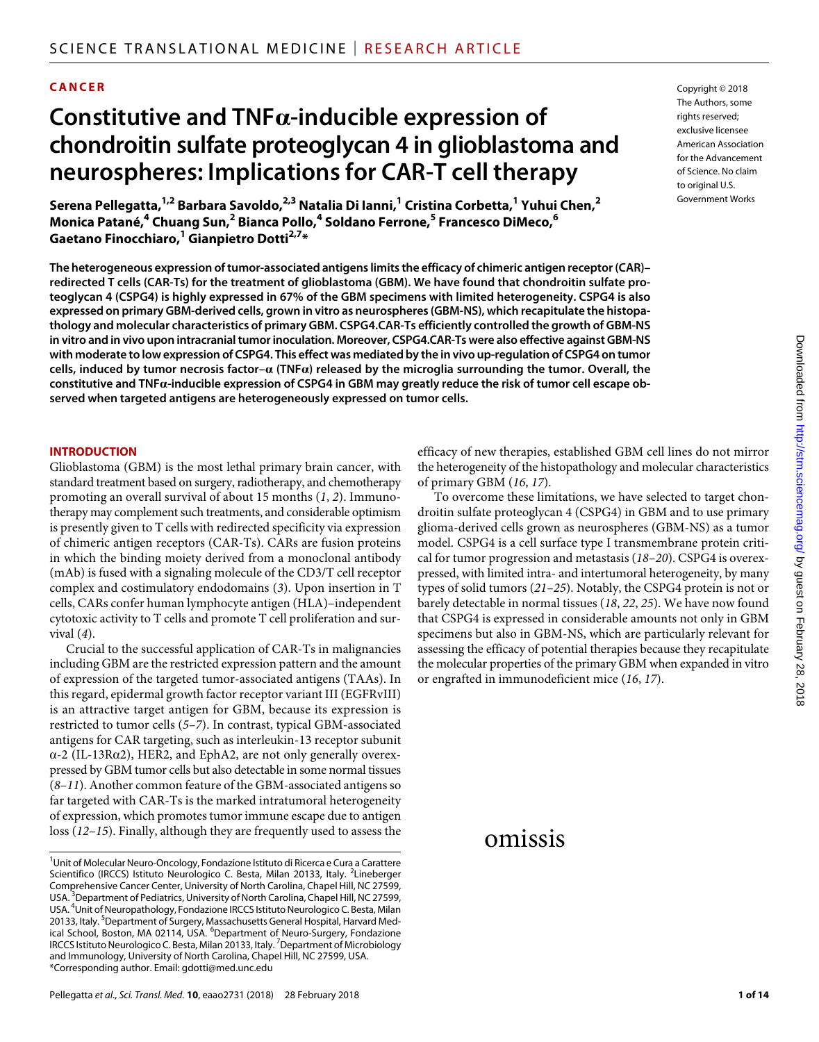CANCER

# Constitutive and TNFα-inducible expression of chondroitin sulfate proteoglycan 4 in glioblastoma and neurospheres: Implications for CAR-T cell therapy

Copyright © 2018 The Authors, some rights reserved; exclusive licensee American Association for the Advancement of Science. No claim to original U.S. Government Works

**Serena Pellegatta,[1,2] Barbara Savoldo,[2,3] Natalia Di Ianni,[1] Cristina Corbetta,[1] Yuhui Chen,[2] Monica Patané,[4] Chuang Sun,[2] Bianca Pollo,[4] Soldano Ferrone,[5] Francesco DiMeco,[6] Gaetano Finocchiaro,[1] Gianpietro Dotti[2,7]***

**The heterogeneous expression of tumor-associated antigens limits the efficacy of chimeric antigen receptor (CAR)–redirected T cells (CAR-Ts) for the treatment of glioblastoma (GBM). We have found that chondroitin sulfate proteoglycan 4 (CSPG4) is highly expressed in 67% of the GBM specimens with limited heterogeneity. CSPG4 is also expressed on primary GBM-derived cells, grown in vitro as neurospheres (GBM-NS), which recapitulate the histopathology and molecular characteristics of primary GBM. CSPG4.CAR-Ts efficiently controlled the growth of GBM-NS in vitro and in vivo upon intracranial tumor inoculation. Moreover, CSPG4.CAR-Ts were also effective against GBM-NS with moderate to low expression of CSPG4. This effect was mediated by the in vivo up-regulation of CSPG4 on tumor cells, induced by tumor necrosis factor–α (TNFα) released by the microglia surrounding the tumor. Overall, the constitutive and TNFα-inducible expression of CSPG4 in GBM may greatly reduce the risk of tumor cell escape observed when targeted antigens are heterogeneously expressed on tumor cells.**

## INTRODUCTION

Glioblastoma (GBM) is the most lethal primary brain cancer, with standard treatment based on surgery, radiotherapy, and chemotherapy promoting an overall survival of about 15 months (*1*, *2*). Immunotherapy may complement such treatments, and considerable optimism is presently given to T cells with redirected specificity via expression of chimeric antigen receptors (CAR-Ts). CARs are fusion proteins in which the binding moiety derived from a monoclonal antibody (mAb) is fused with a signaling molecule of the CD3/T cell receptor complex and costimulatory endodomains (*3*). Upon insertion in T cells, CARs confer human lymphocyte antigen (HLA)–independent cytotoxic activity to T cells and promote T cell proliferation and survival (*4*).

Crucial to the successful application of CAR-Ts in malignancies including GBM are the restricted expression pattern and the amount of expression of the targeted tumor-associated antigens (TAAs). In this regard, epidermal growth factor receptor variant III (EGFRvIII) is an attractive target antigen for GBM, because its expression is restricted to tumor cells (*5*–*7*). In contrast, typical GBM-associated antigens for CAR targeting, such as interleukin-13 receptor subunit α-2 (IL-13Rα2), HER2, and EphA2, are not only generally overexpressed by GBM tumor cells but also detectable in some normal tissues (*8*–*11*). Another common feature of the GBM-associated antigens so far targeted with CAR-Ts is the marked intratumoral heterogeneity of expression, which promotes tumor immune escape due to antigen loss (*12*–*15*). Finally, although they are frequently used to assess the efficacy of new therapies, established GBM cell lines do not mirror the heterogeneity of the histopathology and molecular characteristics of primary GBM (*16*, *17*).

To overcome these limitations, we have selected to target chondroitin sulfate proteoglycan 4 (CSPG4) in GBM and to use primary glioma-derived cells grown as neurospheres (GBM-NS) as a tumor model. CSPG4 is a cell surface type I transmembrane protein critical for tumor progression and metastasis (*18*–*20*). CSPG4 is overexpressed, with limited intra- and intertumoral heterogeneity, by many types of solid tumors (*21*–*25*). Notably, the CSPG4 protein is not or barely detectable in normal tissues (*18*, *22*, *25*). We have now found that CSPG4 is expressed in considerable amounts not only in GBM specimens but also in GBM-NS, which are particularly relevant for assessing the efficacy of potential therapies because they recapitulate the molecular properties of the primary GBM when expanded in vitro or engrafted in immunodeficient mice (*16*, *17*).

omissis

[1]Unit of Molecular Neuro-Oncology, Fondazione Istituto di Ricerca e Cura a Carattere Scientifico (IRCCS) Istituto Neurologico C. Besta, Milan 20133, Italy. [2]Lineberger Comprehensive Cancer Center, University of North Carolina, Chapel Hill, NC 27599, USA. [3]Department of Pediatrics, University of North Carolina, Chapel Hill, NC 27599, USA. [4]Unit of Neuropathology, Fondazione IRCCS Istituto Neurologico C. Besta, Milan 20133, Italy. [5]Department of Surgery, Massachusetts General Hospital, Harvard Medical School, Boston, MA 02114, USA. [6]Department of Neuro-Surgery, Fondazione IRCCS Istituto Neurologico C. Besta, Milan 20133, Italy. [7]Department of Microbiology and Immunology, University of North Carolina, Chapel Hill, NC 27599, USA.
*Corresponding author. Email: gdotti@med.unc.edu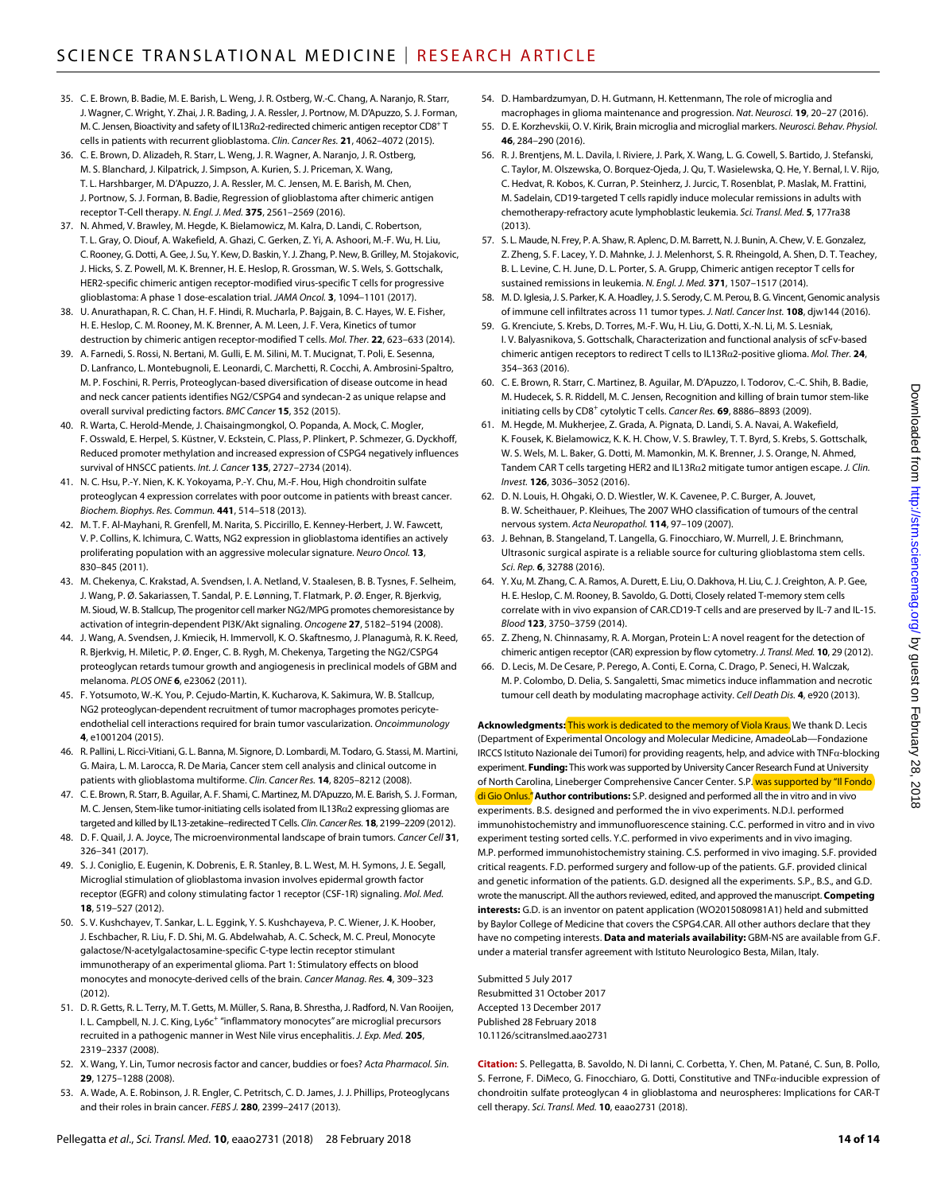35. C. E. Brown, B. Badie, M. E. Barish, L. Weng, J. R. Ostberg, W.-C. Chang, A. Naranjo, R. Starr, J. Wagner, C. Wright, Y. Zhai, J. R. Bading, J. A. Ressler, J. Portnow, M. D'Apuzzo, S. J. Forman, M. C. Jensen, Bioactivity and safety of IL13Rα2-redirected chimeric antigen receptor CD8[+] T cells in patients with recurrent glioblastoma. *Clin. Cancer Res.* **21**, 4062–4072 (2015).
36. C. E. Brown, D. Alizadeh, R. Starr, L. Weng, J. R. Wagner, A. Naranjo, J. R. Ostberg, M. S. Blanchard, J. Kilpatrick, J. Simpson, A. Kurien, S. J. Priceman, X. Wang, T. L. Harshbarger, M. D'Apuzzo, J. A. Ressler, M. C. Jensen, M. E. Barish, M. Chen, J. Portnow, S. J. Forman, B. Badie, Regression of glioblastoma after chimeric antigen receptor T-Cell therapy. *N. Engl. J. Med.* **375**, 2561–2569 (2016).
37. N. Ahmed, V. Brawley, M. Hegde, K. Bielamowicz, M. Kalra, D. Landi, C. Robertson, T. L. Gray, O. Diouf, A. Wakefield, A. Ghazi, C. Gerken, Z. Yi, A. Ashoori, M.-F. Wu, H. Liu, C. Rooney, G. Dotti, A. Gee, J. Su, Y. Kew, D. Baskin, Y. J. Zhang, P. New, B. Grilley, M. Stojakovic, J. Hicks, S. Z. Powell, M. K. Brenner, H. E. Heslop, R. Grossman, W. S. Wels, S. Gottschalk, HER2-specific chimeric antigen receptor-modified virus-specific T cells for progressive glioblastoma: A phase 1 dose-escalation trial. *JAMA Oncol.* **3**, 1094–1101 (2017).
38. U. Anurathapan, R. C. Chan, H. F. Hindi, R. Mucharla, P. Bajgain, B. C. Hayes, W. E. Fisher, H. E. Heslop, C. M. Rooney, M. K. Brenner, A. M. Leen, J. F. Vera, Kinetics of tumor destruction by chimeric antigen receptor-modified T cells. *Mol. Ther.* **22**, 623–633 (2014).
39. A. Farnedi, S. Rossi, N. Bertani, M. Gulli, E. M. Silini, M. T. Mucignat, T. Poli, E. Sesenna, D. Lanfranco, L. Montebugnoli, E. Leonardi, C. Marchetti, R. Cocchi, A. Ambrosini-Spaltro, M. P. Foschini, R. Perris, Proteoglycan-based diversification of disease outcome in head and neck cancer patients identifies NG2/CSPG4 and syndecan-2 as unique relapse and overall survival predicting factors. *BMC Cancer* **15**, 352 (2015).
40. R. Warta, C. Herold-Mende, J. Chaisaingmongkol, O. Popanda, A. Mock, C. Mogler, F. Osswald, E. Herpel, S. Küstner, V. Eckstein, C. Plass, P. Plinkert, P. Schmezer, G. Dyckhoff, Reduced promoter methylation and increased expression of CSPG4 negatively influences survival of HNSCC patients. *Int. J. Cancer* **135**, 2727–2734 (2014).
41. N. C. Hsu, P.-Y. Nien, K. K. Yokoyama, P.-Y. Chu, M.-F. Hou, High chondroitin sulfate proteoglycan 4 expression correlates with poor outcome in patients with breast cancer. *Biochem. Biophys. Res. Commun.* **441**, 514–518 (2013).
42. M. T. F. Al-Mayhani, R. Grenfell, M. Narita, S. Piccirillo, E. Kenney-Herbert, J. W. Fawcett, V. P. Collins, K. Ichimura, C. Watts, NG2 expression in glioblastoma identifies an actively proliferating population with an aggressive molecular signature. *Neuro Oncol.* **13**, 830–845 (2011).
43. M. Chekenya, C. Krakstad, A. Svendsen, I. A. Netland, V. Staalesen, B. B. Tysnes, F. Selheim, J. Wang, P. Ø. Sakariassen, T. Sandal, P. E. Lønning, T. Flatmark, P. Ø. Enger, R. Bjerkvig, M. Sioud, W. B. Stallcup, The progenitor cell marker NG2/MPG promotes chemoresistance by activation of integrin-dependent PI3K/Akt signaling. *Oncogene* **27**, 5182–5194 (2008).
44. J. Wang, A. Svendsen, J. Kmiecik, H. Immervoll, K. O. Skaftnesmo, J. Planagumà, R. K. Reed, R. Bjerkvig, H. Miletic, P. Ø. Enger, C. B. Rygh, M. Chekenya, Targeting the NG2/CSPG4 proteoglycan retards tumour growth and angiogenesis in preclinical models of GBM and melanoma. *PLOS ONE* **6**, e23062 (2011).
45. F. Yotsumoto, W.-K. You, P. Cejudo-Martin, K. Kucharova, K. Sakimura, W. B. Stallcup, NG2 proteoglycan-dependent recruitment of tumor macrophages promotes pericyte-endothelial cell interactions required for brain tumor vascularization. *Oncoimmunology* **4**, e1001204 (2015).
46. R. Pallini, L. Ricci-Vitiani, G. L. Banna, M. Signore, D. Lombardi, M. Todaro, G. Stassi, M. Martini, G. Maira, L. M. Larocca, R. De Maria, Cancer stem cell analysis and clinical outcome in patients with glioblastoma multiforme. *Clin. Cancer Res.* **14**, 8205–8212 (2008).
47. C. E. Brown, R. Starr, B. Aguilar, A. F. Shami, C. Martinez, M. D'Apuzzo, M. E. Barish, S. J. Forman, M. C. Jensen, Stem-like tumor-initiating cells isolated from IL13Rα2 expressing gliomas are targeted and killed by IL13-zetakine–redirected T Cells. *Clin. Cancer Res.* **18**, 2199–2209 (2012).
48. D. F. Quail, J. A. Joyce, The microenvironmental landscape of brain tumors. *Cancer Cell* **31**, 326–341 (2017).
49. S. J. Coniglio, E. Eugenin, K. Dobrenis, E. R. Stanley, B. L. West, M. H. Symons, J. E. Segall, Microglial stimulation of glioblastoma invasion involves epidermal growth factor receptor (EGFR) and colony stimulating factor 1 receptor (CSF-1R) signaling. *Mol. Med.* **18**, 519–527 (2012).
50. S. V. Kushchayev, T. Sankar, L. L. Eggink, Y. S. Kushchayeva, P. C. Wiener, J. K. Hoober, J. Eschbacher, R. Liu, F. D. Shi, M. G. Abdelwahab, A. C. Scheck, M. C. Preul, Monocyte galactose/N-acetylgalactosamine-specific C-type lectin receptor stimulant immunotherapy of an experimental glioma. Part 1: Stimulatory effects on blood monocytes and monocyte-derived cells of the brain. *Cancer Manag. Res.* **4**, 309–323 (2012).
51. D. R. Getts, R. L. Terry, M. T. Getts, M. Müller, S. Rana, B. Shrestha, J. Radford, N. Van Rooijen, I. L. Campbell, N. J. C. King, Ly6c[+] "inflammatory monocytes" are microglial precursors recruited in a pathogenic manner in West Nile virus encephalitis. *J. Exp. Med.* **205**, 2319–2337 (2008).
52. X. Wang, Y. Lin, Tumor necrosis factor and cancer, buddies or foes? *Acta Pharmacol. Sin.* **29**, 1275–1288 (2008).
53. A. Wade, A. E. Robinson, J. R. Engler, C. Petritsch, C. D. James, J. J. Phillips, Proteoglycans and their roles in brain cancer. *FEBS J.* **280**, 2399–2417 (2013).
54. D. Hambardzumyan, D. H. Gutmann, H. Kettenmann, The role of microglia and macrophages in glioma maintenance and progression. *Nat. Neurosci.* **19**, 20–27 (2016).
55. D. E. Korzhevskii, O. V. Kirik, Brain microglia and microglial markers. *Neurosci. Behav. Physiol.* **46**, 284–290 (2016).
56. R. J. Brentjens, M. L. Davila, I. Riviere, J. Park, X. Wang, L. G. Cowell, S. Bartido, J. Stefanski, C. Taylor, M. Olszewska, O. Borquez-Ojeda, J. Qu, T. Wasielewska, Q. He, Y. Bernal, I. V. Rijo, C. Hedvat, R. Kobos, K. Curran, P. Steinherz, J. Jurcic, T. Rosenblat, P. Maslak, M. Frattini, M. Sadelain, CD19-targeted T cells rapidly induce molecular remissions in adults with chemotherapy-refractory acute lymphoblastic leukemia. *Sci. Transl. Med.* **5**, 177ra38 (2013).
57. S. L. Maude, N. Frey, P. A. Shaw, R. Aplenc, D. M. Barrett, N. J. Bunin, A. Chew, V. E. Gonzalez, Z. Zheng, S. F. Lacey, Y. D. Mahnke, J. J. Melenhorst, S. R. Rheingold, A. Shen, D. T. Teachey, B. L. Levine, C. H. June, D. L. Porter, S. A. Grupp, Chimeric antigen receptor T cells for sustained remissions in leukemia. *N. Engl. J. Med.* **371**, 1507–1517 (2014).
58. M. D. Iglesia, J. S. Parker, K. A. Hoadley, J. S. Serody, C. M. Perou, B. G. Vincent, Genomic analysis of immune cell infiltrates across 11 tumor types. *J. Natl. Cancer Inst.* **108**, djw144 (2016).
59. G. Krenciute, S. Krebs, D. Torres, M.-F. Wu, H. Liu, G. Dotti, X.-N. Li, M. S. Lesniak, I. V. Balyasnikova, S. Gottschalk, Characterization and functional analysis of scFv-based chimeric antigen receptors to redirect T cells to IL13Rα2-positive glioma. *Mol. Ther.* **24**, 354–363 (2016).
60. C. E. Brown, R. Starr, C. Martinez, B. Aguilar, M. D'Apuzzo, I. Todorov, C.-C. Shih, B. Badie, M. Hudecek, S. R. Riddell, M. C. Jensen, Recognition and killing of brain tumor stem-like initiating cells by CD8[+] cytolytic T cells. *Cancer Res.* **69**, 8886–8893 (2009).
61. M. Hegde, M. Mukherjee, Z. Grada, A. Pignata, D. Landi, S. A. Navai, A. Wakefield, K. Fousek, K. Bielamowicz, K. K. H. Chow, V. S. Brawley, T. T. Byrd, S. Krebs, S. Gottschalk, W. S. Wels, M. L. Baker, G. Dotti, M. Mamonkin, M. K. Brenner, J. S. Orange, N. Ahmed, Tandem CAR T cells targeting HER2 and IL13Rα2 mitigate tumor antigen escape. *J. Clin. Invest.* **126**, 3036–3052 (2016).
62. D. N. Louis, H. Ohgaki, O. D. Wiestler, W. K. Cavenee, P. C. Burger, A. Jouvet, B. W. Scheithauer, P. Kleihues, The 2007 WHO classification of tumours of the central nervous system. *Acta Neuropathol.* **114**, 97–109 (2007).
63. J. Behnan, B. Stangeland, T. Langella, G. Finocchiaro, W. Murrell, J. E. Brinchmann, Ultrasonic surgical aspirate is a reliable source for culturing glioblastoma stem cells. *Sci. Rep.* **6**, 32788 (2016).
64. Y. Xu, M. Zhang, C. A. Ramos, A. Durett, E. Liu, O. Dakhova, H. Liu, C. J. Creighton, A. P. Gee, H. E. Heslop, C. M. Rooney, B. Savoldo, G. Dotti, Closely related T-memory stem cells correlate with in vivo expansion of CAR.CD19-T cells and are preserved by IL-7 and IL-15. *Blood* **123**, 3750–3759 (2014).
65. Z. Zheng, N. Chinnasamy, R. A. Morgan, Protein L: A novel reagent for the detection of chimeric antigen receptor (CAR) expression by flow cytometry. *J. Transl. Med.* **10**, 29 (2012).
66. D. Lecis, M. De Cesare, P. Perego, A. Conti, E. Corna, C. Drago, P. Seneci, H. Walczak, M. P. Colombo, D. Delia, S. Sangaletti, Smac mimetics induce inflammation and necrotic tumour cell death by modulating macrophage activity. *Cell Death Dis.* **4**, e920 (2013).

**Acknowledgments:** This work is dedicated to the memory of Viola Kraus. We thank D. Lecis (Department of Experimental Oncology and Molecular Medicine, AmadeoLab—Fondazione IRCCS Istituto Nazionale dei Tumori) for providing reagents, help, and advice with TNFα-blocking experiment. **Funding:** This work was supported by University Cancer Research Fund at University of North Carolina, Lineberger Comprehensive Cancer Center. S.P. was supported by "Il Fondo di Gio Onlus." **Author contributions:** S.P. designed and performed all the in vitro and in vivo experiments. B.S. designed and performed the in vivo experiments. N.D.I. performed immunohistochemistry and immunofluorescence staining. C.C. performed in vitro and in vivo experiment testing sorted cells. Y.C. performed in vivo experiments and in vivo imaging. M.P. performed immunohistochemistry staining. C.S. performed in vivo imaging. S.F. provided critical reagents. F.D. performed surgery and follow-up of the patients. G.F. provided clinical and genetic information of the patients. G.D. designed all the experiments. S.P., B.S., and G.D. wrote the manuscript. All the authors reviewed, edited, and approved the manuscript. **Competing interests:** G.D. is an inventor on patent application (WO2015080981A1) held and submitted by Baylor College of Medicine that covers the CSPG4.CAR. All other authors declare that they have no competing interests. **Data and materials availability:** GBM-NS are available from G.F. under a material transfer agreement with Istituto Neurologico Besta, Milan, Italy.

Submitted 5 July 2017
Resubmitted 31 October 2017
Accepted 13 December 2017
Published 28 February 2018
10.1126/scitranslmed.aao2731

**Citation:** S. Pellegatta, B. Savoldo, N. Di Ianni, C. Corbetta, Y. Chen, M. Patané, C. Sun, B. Pollo, S. Ferrone, F. DiMeco, G. Finocchiaro, G. Dotti, Constitutive and TNFα-inducible expression of chondroitin sulfate proteoglycan 4 in glioblastoma and neurospheres: Implications for CAR-T cell therapy. *Sci. Transl. Med.* **10**, eaao2731 (2018).